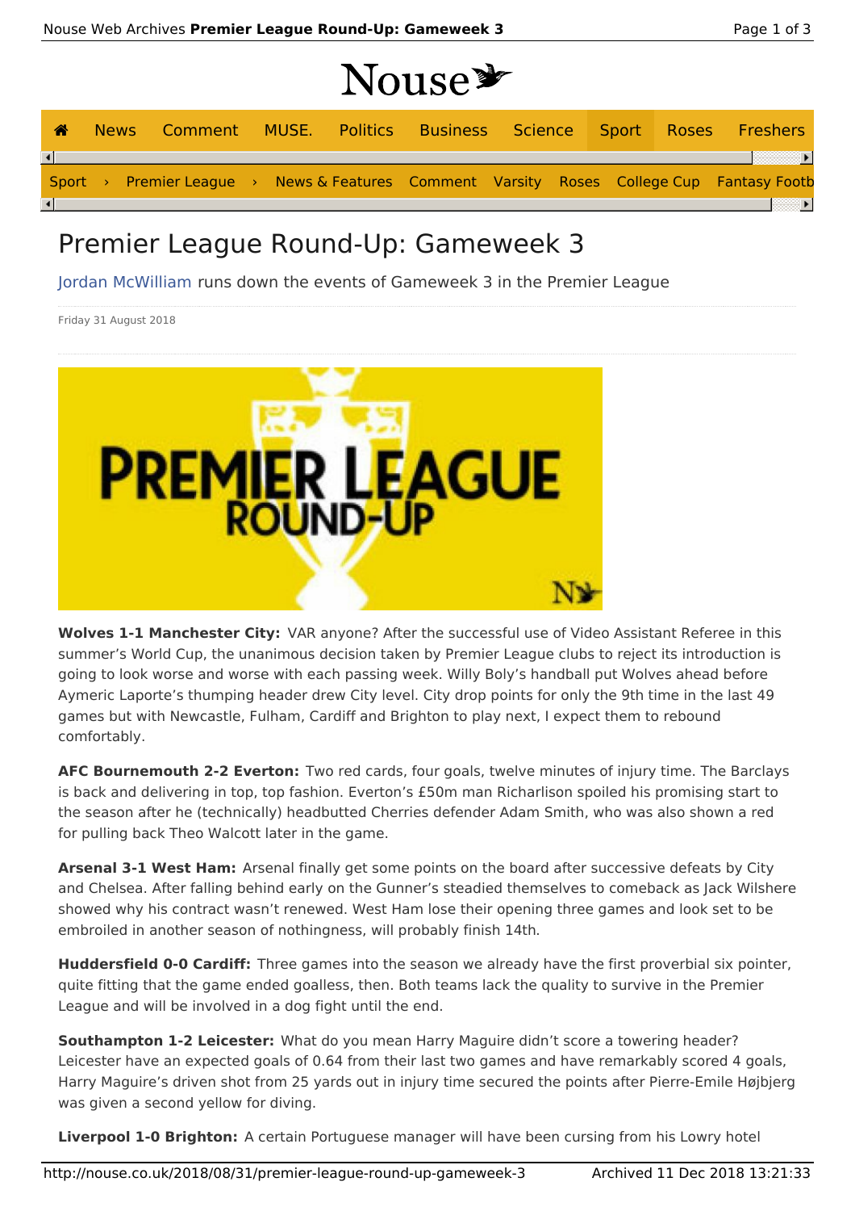# Premier League Round-Up: Gameweek 3

Jordan McWilliam runs down the events of Gameweek 3 in the Premier League

Friday 31 August 2018

**Wolves 1-1 Manchester City:** VAR anyone? After the successful use of Video Assistant Referee in this summer's World Cup, the unanimous decision taken by Premier League clubs to reject its introduction is going to look worse and worse with each passing week. Willy Boly's handball put Wolves ahead before Aymeric Laporte's thumping header drew City level. City drop points for only the 9th time in the last 49 games but with Newcastle, Fulham, Cardiff and Brighton to play next, I expect them to rebound comfortably.

**AFC Bournemouth 2-2 Everton:** Two red cards, four goals, twelve minutes of injury time. The Barclays is back and delivering in top, top fashion. Everton's £50m man Richarlison spoiled his promising start to the season after he (technically) headbutted Cherries defender Adam Smith, who was also shown a red for pulling back Theo Walcott later in the game.

**Arsenal 3-1 West Ham:** Arsenal finally get some points on the board after successive defeats by City and Chelsea. After falling behind early on the Gunner's steadied themselves to comeback as Jack Wilshere showed why his contract wasn't renewed. West Ham lose their opening three games and look set to be embroiled in another season of nothingness, will probably finish 14th.

**Huddersfield 0-0 Cardiff:** Three games into the season we already have the first proverbial six pointer, quite fitting that the game ended goalless, then. Both teams lack the quality to survive in the Premier League and will be involved in a dog fight until the end.

**Southampton 1-2 Leicester:** What do you mean Harry Maguire didn't score a towering header? Leicester have an expected goals of 0.64 from their last two games and have remarkably scored 4 goals, Harry Maguire's driven shot from 25 yards out in injury time secured the points after Pierre-Emile Højbjerg was given a second yellow for diving.

**Liverpool 1-0 Brighton:** A certain Portuguese manager will have been cursing from his Lowry hotel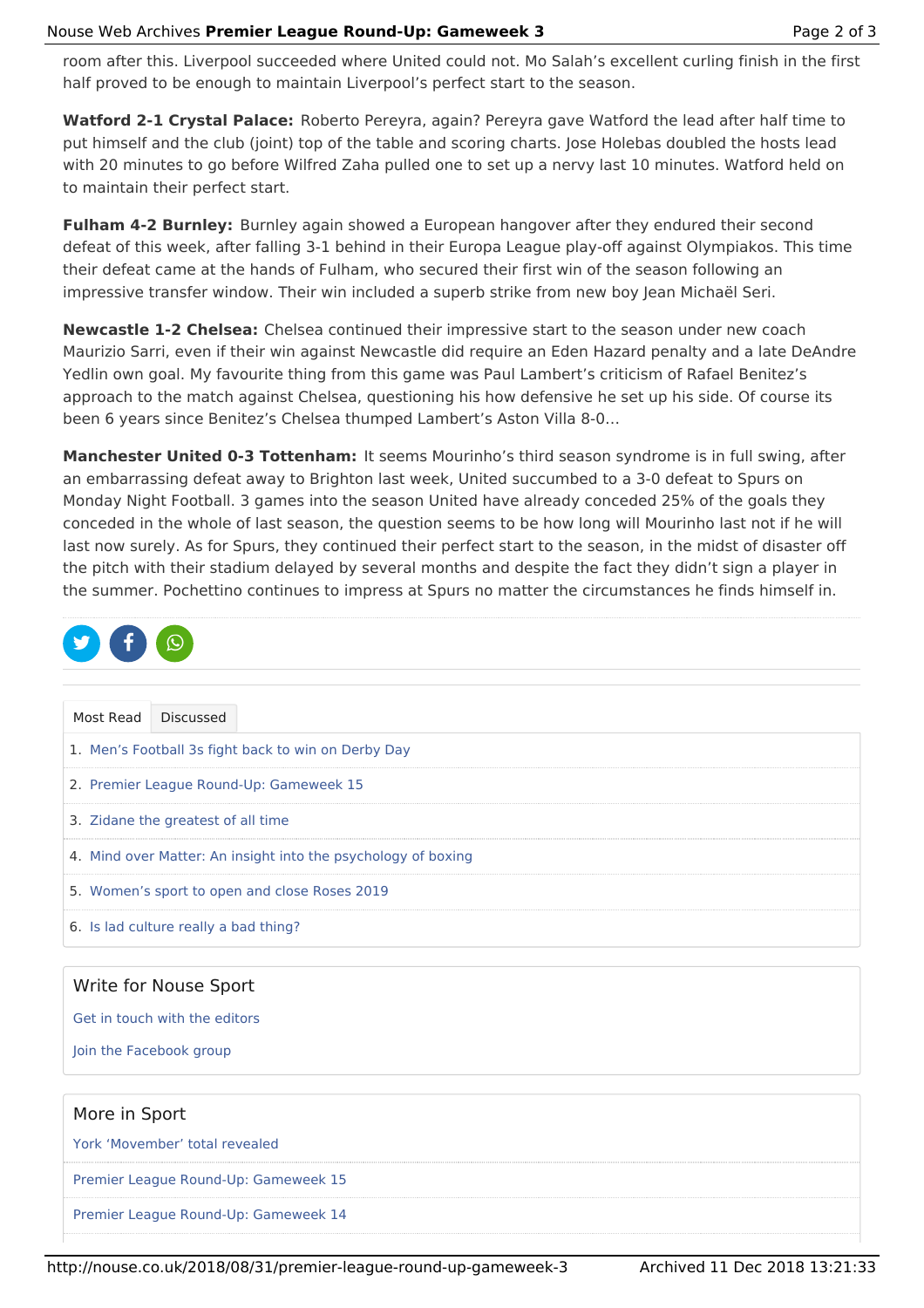room after this. Liverpool succeeded where United could not. Mo Salah's excellent curling finish in the first half proved to be enough to maintain Liverpool's perfect start to the season.

**Watford 2-1 Crystal Palace:** Roberto Pereyra, again? Pereyra gave Watford the lead after half time to put himself and the club (joint) top of the table and scoring charts. Jose Holebas doubled the hosts lead with 20 minutes to go before Wilfred Zaha pulled one to set up a nervy last 10 minutes. Watford held on to maintain their perfect start.

**Fulham 4-2 Burnley:** Burnley again showed a European hangover after they endured their second defeat of this week, after falling 3-1 behind in their Europa League play-off against Olympiakos. This time their defeat came at the hands of Fulham, who secured their first win of the season following an impressive transfer window. Their win included a superb strike from new boy Jean Michaël Seri.

**Newcastle 1-2 Chelsea:** Chelsea continued their impressive start to the season under new coach Maurizio Sarri, even if their win against Newcastle did require an Eden Hazard penalty and a late DeAndre Yedlin own goal. My favourite thing from this game was Paul Lambert's criticism of Rafael Benitez's approach to the match against Chelsea, questioning his how defensive he set up his side. Of course its been 6 years since Benitez's Chelsea thumped Lambert's Aston Villa 8-0…

**Manchester United 0-3 Tottenham:** It seems Mourinho's third season syndrome is in full swing, after an embarrassing defeat away to Brighton last week, United succumbed to a 3-0 defeat to Spurs on Monday Night Football. 3 games into the season United have already conceded 25% of the goals they conceded in the whole of last season, the question seems to be how long will Mourinho last not if he will last now surely. As for Spurs, they continued their perfect start to the season, in the midst of disaster off the pitch with their stadium delayed by several months and despite the fact they didn't sign a player in the summer. Pochettino continues to impress at Spurs no matter the circumstances he finds himself in.

Most Read | Discussed

1. Men's Football 3s fight back to win on Derby Day
2. Premier League Round-Up: Gameweek 15
3. Zidane the greatest of all time
4. Mind over Matter: An insight into the psychology of boxing
5. Women's sport to open and close Roses 2019
6. Is lad culture really a bad thing?

## Write for Nouse Sport

Get in touch with the editors

Join the Facebook group

## More in Sport

York 'Movember' total revealed

Premier League Round-Up: Gameweek 15

Premier League Round-Up: Gameweek 14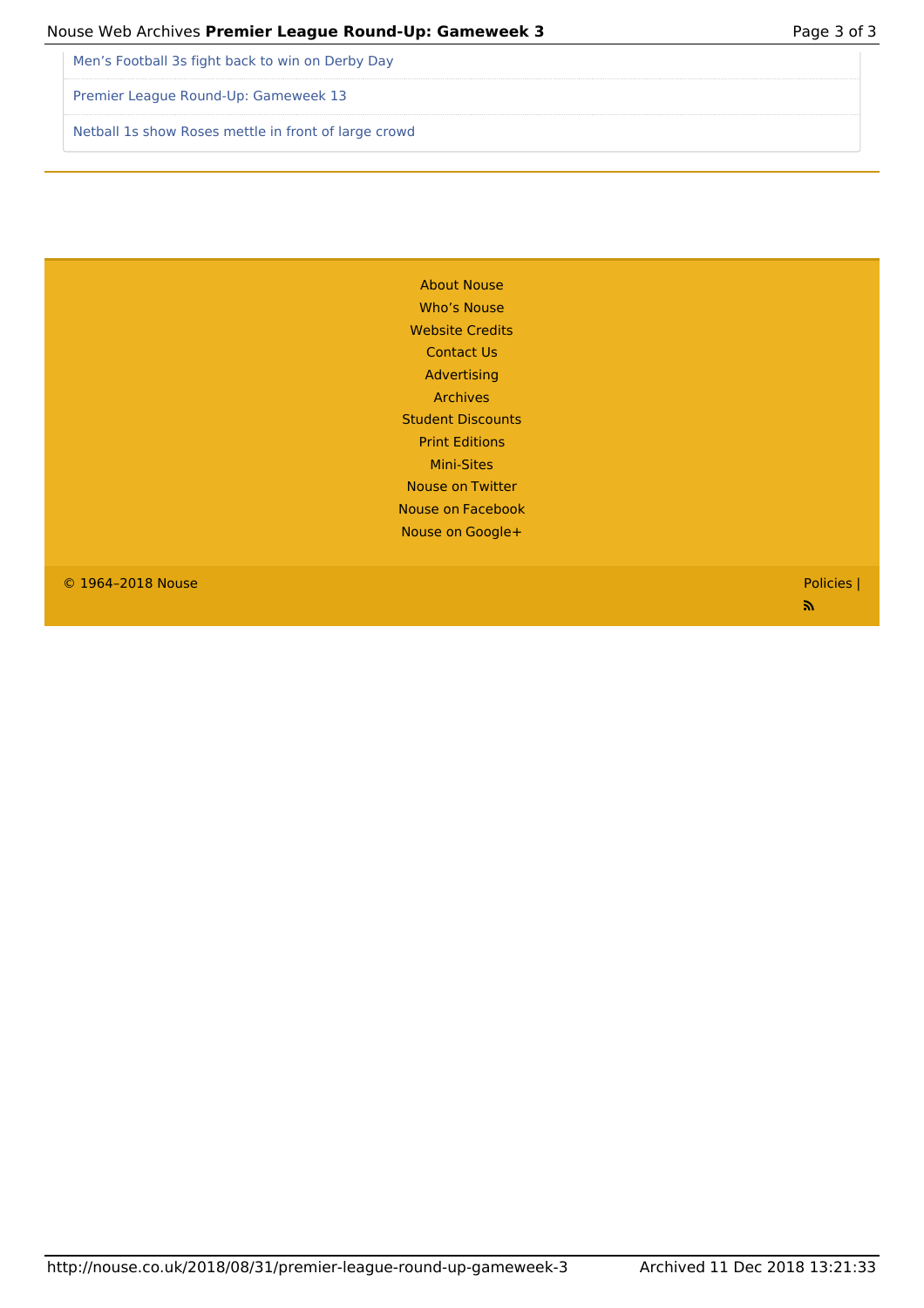Men’s Football 3s fight back to win on Derby Day

Premier League Round-Up: Gameweek 13

Netball 1s show Roses mettle in front of large crowd

About Nouse

Who’s Nouse

Website Credits

Contact Us

Advertising

Archives

Student Discounts

Print Editions

Mini-Sites

Nouse on Twitter

Nouse on Facebook

Nouse on Google+

© 1964–2018 Nouse

Policies |